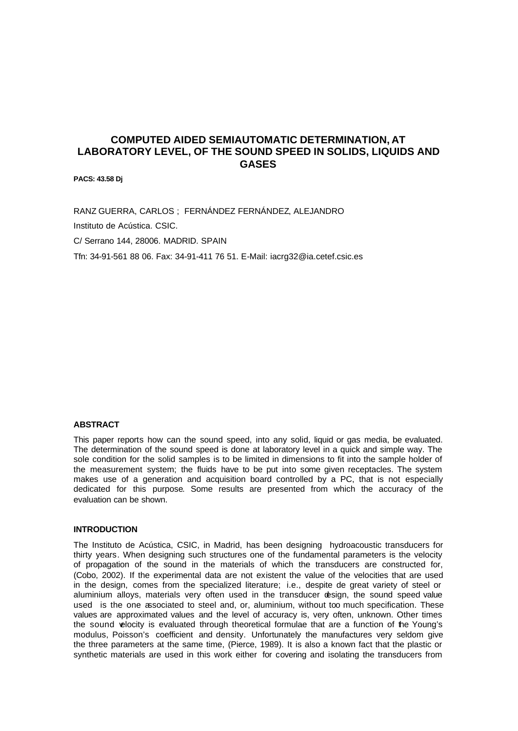# COMPUTED AIDED SEMIAUTOMATIC DETERMINATION, AT LABORATORY LEVEL, OF THE SOUND SPEED IN SOLIDS, LIQUIDS AND GASES

**PACS: 43.58 Dj**

RANZ GUERRA, CARLOS ; FERNÁNDEZ FERNÁNDEZ, ALEJANDRO

Instituto de Acústica. CSIC.

C/ Serrano 144, 28006. MADRID. SPAIN

Tfn: 34-91-561 88 06. Fax: 34-91-411 76 51. E-Mail: iacrg32@ia.cetef.csic.es

## ABSTRACT

This paper reports how can the sound speed, into any solid, liquid or gas media, be evaluated. The determination of the sound speed is done at laboratory level in a quick and simple way. The sole condition for the solid samples is to be limited in dimensions to fit into the sample holder of the measurement system; the fluids have to be put into some given receptacles. The system makes use of a generation and acquisition board controlled by a PC, that is not especially dedicated for this purpose. Some results are presented from which the accuracy of the evaluation can be shown.

## INTRODUCTION

The Instituto de Acústica, CSIC, in Madrid, has been designing hydroacoustic transducers for thirty years. When designing such structures one of the fundamental parameters is the velocity of propagation of the sound in the materials of which the transducers are constructed for, (Cobo, 2002). If the experimental data are not existent the value of the velocities that are used in the design, comes from the specialized literature; i.e., despite de great variety of steel or aluminium alloys, materials very often used in the transducer design, the sound speed value used is the one associated to steel and, or, aluminium, without too much specification. These values are approximated values and the level of accuracy is, very often, unknown. Other times the sound velocity is evaluated through theoretical formulae that are a function of the Young's modulus, Poisson's coefficient and density. Unfortunately the manufactures very seldom give the three parameters at the same time, (Pierce, 1989). It is also a known fact that the plastic or synthetic materials are used in this work either for covering and isolating the transducers from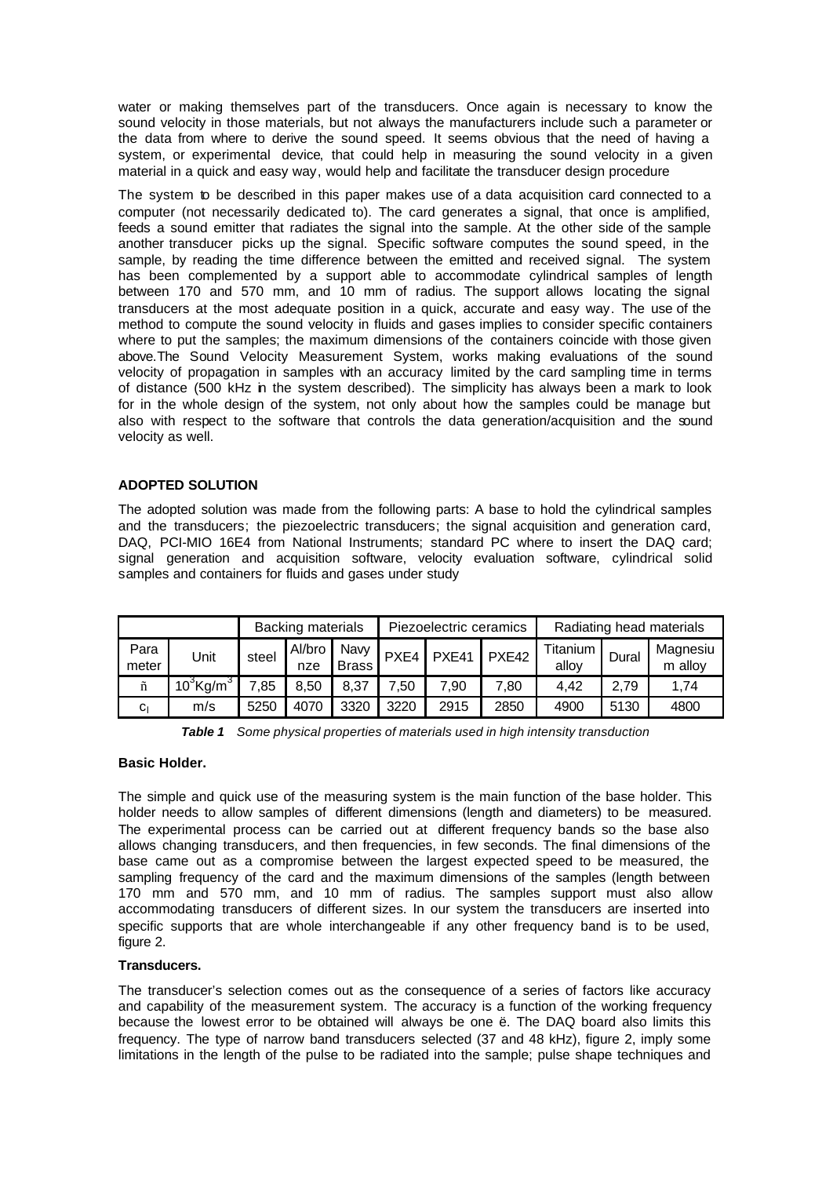water or making themselves part of the transducers. Once again is necessary to know the sound velocity in those materials, but not always the manufacturers include such a parameter or the data from where to derive the sound speed. It seems obvious that the need of having a system, or experimental device, that could help in measuring the sound velocity in a given material in a quick and easy way, would help and facilitate the transducer design procedure

The system to be described in this paper makes use of a data acquisition card connected to a computer (not necessarily dedicated to). The card generates a signal, that once is amplified, feeds a sound emitter that radiates the signal into the sample. At the other side of the sample another transducer picks up the signal. Specific software computes the sound speed, in the sample, by reading the time difference between the emitted and received signal. The system has been complemented by a support able to accommodate cylindrical samples of length between 170 and 570 mm, and 10 mm of radius. The support allows locating the signal transducers at the most adequate position in a quick, accurate and easy way. The use of the method to compute the sound velocity in fluids and gases implies to consider specific containers where to put the samples; the maximum dimensions of the containers coincide with those given above.The Sound Velocity Measurement System, works making evaluations of the sound velocity of propagation in samples with an accuracy limited by the card sampling time in terms of distance (500 kHz in the system described). The simplicity has always been a mark to look for in the whole design of the system, not only about how the samples could be manage but also with respect to the software that controls the data generation/acquisition and the sound velocity as well.

## ADOPTED SOLUTION

The adopted solution was made from the following parts: A base to hold the cylindrical samples and the transducers; the piezoelectric transducers; the signal acquisition and generation card, DAQ, PCI-MIO 16E4 from National Instruments; standard PC where to insert the DAQ card; signal generation and acquisition software, velocity evaluation software, cylindrical solid samples and containers for fluids and gases under study

| | | Backing materials | | | Piezoelectric ceramics | | | Radiating head materials | | |
|---|---|---|---|---|---|---|---|---|---|---|
| Parameter | Unit | steel | Al/bronze | Navy Brass | PXE4 | PXE41 | PXE42 | Titanium alloy | Dural | Magnesium alloy |
| ñ | $10^3 Kg/m^3$ | 7,85 | 8,50 | 8,37 | 7,50 | 7,90 | 7,80 | 4,42 | 2,79 | 1,74 |
| $c_l$ | m/s | 5250 | 4070 | 3320 | 3220 | 2915 | 2850 | 4900 | 5130 | 4800 |

***Table 1*** *Some physical properties of materials used in high intensity transduction*

### Basic Holder.

The simple and quick use of the measuring system is the main function of the base holder. This holder needs to allow samples of different dimensions (length and diameters) to be measured. The experimental process can be carried out at different frequency bands so the base also allows changing transducers, and then frequencies, in few seconds. The final dimensions of the base came out as a compromise between the largest expected speed to be measured, the sampling frequency of the card and the maximum dimensions of the samples (length between 170 mm and 570 mm, and 10 mm of radius. The samples support must also allow accommodating transducers of different sizes. In our system the transducers are inserted into specific supports that are whole interchangeable if any other frequency band is to be used, figure 2.

### Transducers.

The transducer's selection comes out as the consequence of a series of factors like accuracy and capability of the measurement system. The accuracy is a function of the working frequency because the lowest error to be obtained will always be one ë. The DAQ board also limits this frequency. The type of narrow band transducers selected (37 and 48 kHz), figure 2, imply some limitations in the length of the pulse to be radiated into the sample; pulse shape techniques and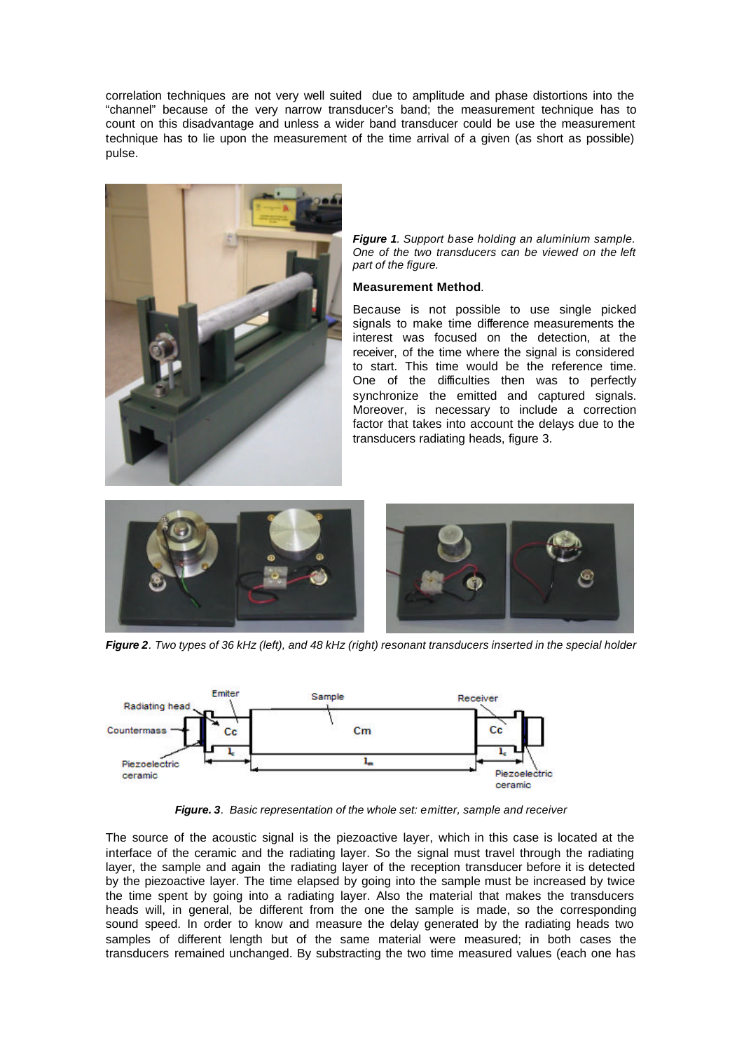correlation techniques are not very well suited due to amplitude and phase distortions into the "channel" because of the very narrow transducer's band; the measurement technique has to count on this disadvantage and unless a wider band transducer could be use the measurement technique has to lie upon the measurement of the time arrival of a given (as short as possible) pulse.

***Figure 1**. Support base holding an aluminium sample. One of the two transducers can be viewed on the left part of the figure.*

**Measurement Method**.

Because is not possible to use single picked signals to make time difference measurements the interest was focused on the detection, at the receiver, of the time where the signal is considered to start. This time would be the reference time. One of the difficulties then was to perfectly synchronize the emitted and captured signals. Moreover, is necessary to include a correction factor that takes into account the delays due to the transducers radiating heads, figure 3.

***Figure 2**. Two types of 36 kHz (left), and 48 kHz (right) resonant transducers inserted in the special holder*

Emiter
Sample
Receiver
Radiating head
Countermass
Cc
Cm
Cc
$l_c$
$l_m$
$l_c$
Piezoelectric ceramic
Piezoelectric ceramic

***Figure. 3**. Basic representation of the whole set: emitter, sample and receiver*

The source of the acoustic signal is the piezoactive layer, which in this case is located at the interface of the ceramic and the radiating layer. So the signal must travel through the radiating layer, the sample and again the radiating layer of the reception transducer before it is detected by the piezoactive layer. The time elapsed by going into the sample must be increased by twice the time spent by going into a radiating layer. Also the material that makes the transducers heads will, in general, be different from the one the sample is made, so the corresponding sound speed. In order to know and measure the delay generated by the radiating heads two samples of different length but of the same material were measured; in both cases the transducers remained unchanged. By substracting the two time measured values (each one has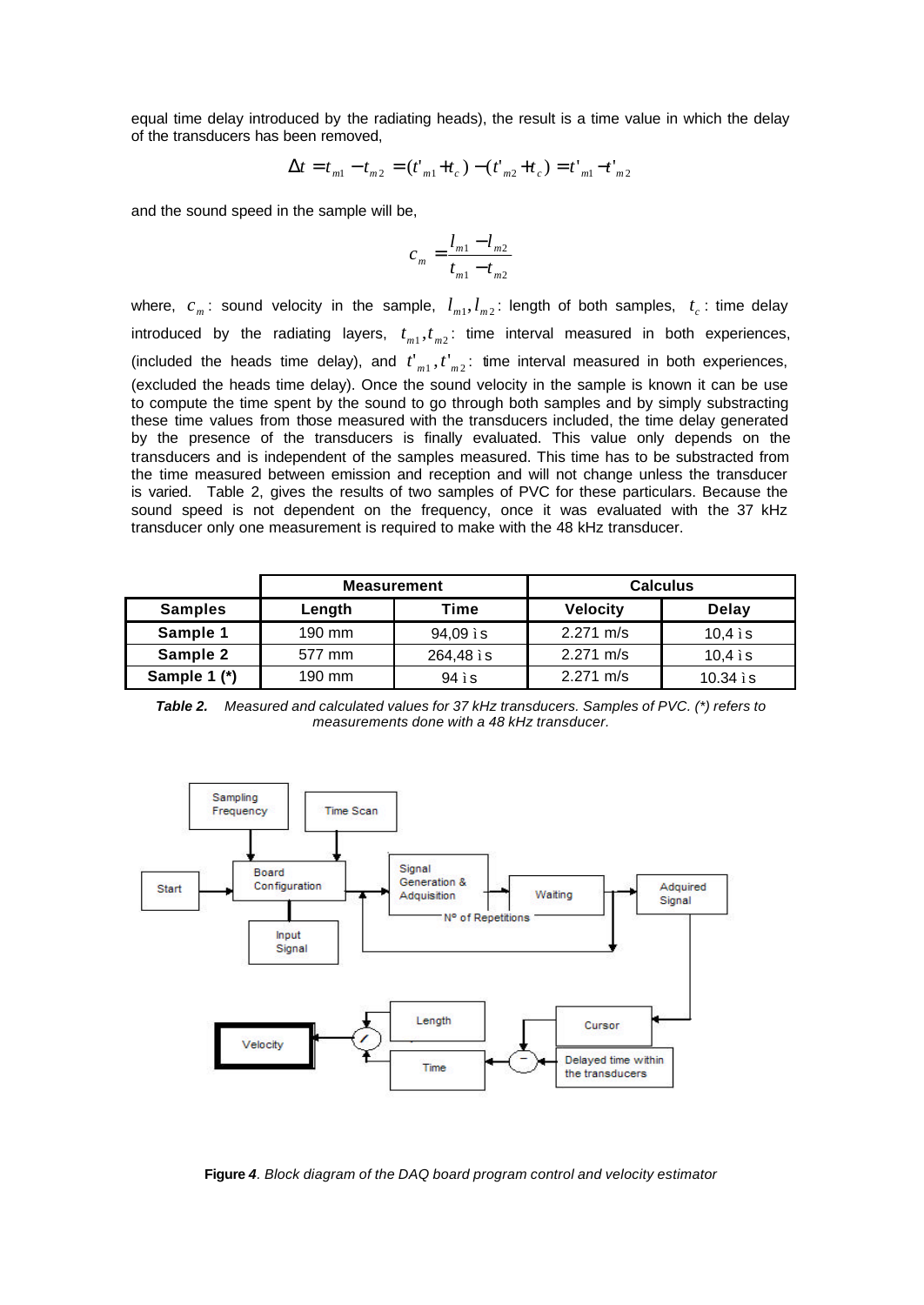equal time delay introduced by the radiating heads), the result is a time value in which the delay of the transducers has been removed,

$$\Delta t = t_{m1} - t_{m2} = (t'_{m1} + t_c) - (t'_{m2} + t_c) = t'_{m1} - t'_{m2}$$

and the sound speed in the sample will be,

$$c_m = \frac{l_{m1} - l_{m2}}{t_{m1} - t_{m2}}$$

where, $c_m$: sound velocity in the sample, $l_{m1}, l_{m2}$: length of both samples, $t_c$: time delay introduced by the radiating layers, $t_{m1}, t_{m2}$: time interval measured in both experiences, (included the heads time delay), and $t'_{m1}, t'_{m2}$: time interval measured in both experiences, (excluded the heads time delay). Once the sound velocity in the sample is known it can be use to compute the time spent by the sound to go through both samples and by simply substracting these time values from those measured with the transducers included, the time delay generated by the presence of the transducers is finally evaluated. This value only depends on the transducers and is independent of the samples measured. This time has to be substracted from the time measured between emission and reception and will not change unless the transducer is varied. Table 2, gives the results of two samples of PVC for these particulars. Because the sound speed is not dependent on the frequency, once it was evaluated with the 37 kHz transducer only one measurement is required to make with the 48 kHz transducer.

| | Measurement | | Calculus | |
|---|---|---|---|---|
| **Samples** | **Length** | **Time** | **Velocity** | **Delay** |
| **Sample 1** | 190 mm | 94,09 μs | 2.271 m/s | 10,4 μs |
| **Sample 2** | 577 mm | 264,48 μs | 2.271 m/s | 10,4 μs |
| **Sample 1 (*)** | 190 mm | 94 μs | 2.271 m/s | 10.34 μs |

***Table 2.*** *Measured and calculated values for 37 kHz transducers. Samples of PVC. (*) refers to measurements done with a 48 kHz transducer.*

Sampling Frequency
Time Scan
Start
Board Configuration
Input Signal
Signal Generation & Acquisition
Waiting
Adquired Signal
Nº of Repetitions
Cursor
Delayed time within the transducers
Length
Time
Velocity

**Figure *4*.** *Block diagram of the DAQ board program control and velocity estimator*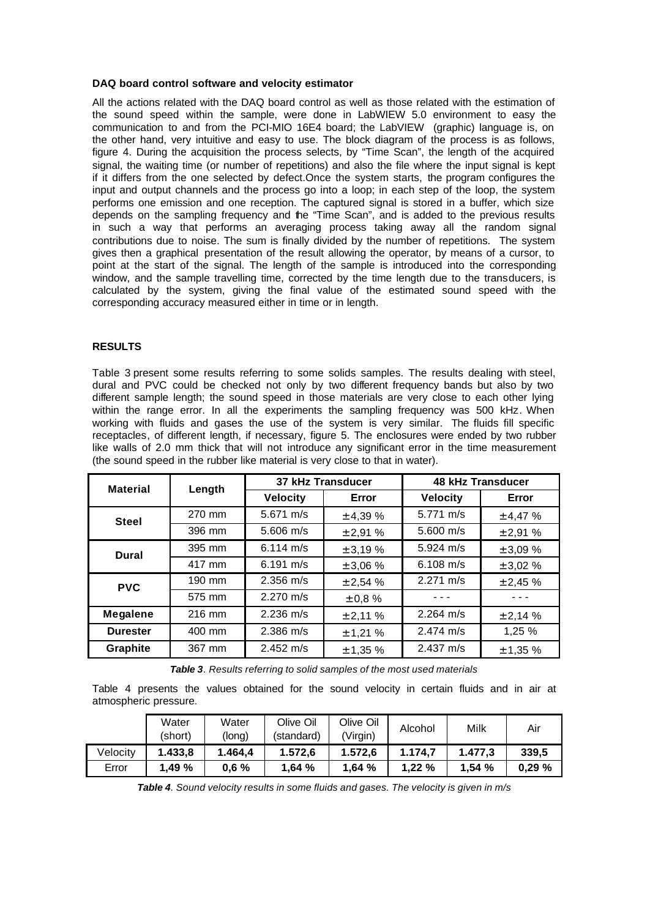**DAQ board control software and velocity estimator**

All the actions related with the DAQ board control as well as those related with the estimation of the sound speed within the sample, were done in LabWIEW 5.0 environment to easy the communication to and from the PCI-MIO 16E4 board; the LabVIEW (graphic) language is, on the other hand, very intuitive and easy to use. The block diagram of the process is as follows, figure 4. During the acquisition the process selects, by "Time Scan", the length of the acquired signal, the waiting time (or number of repetitions) and also the file where the input signal is kept if it differs from the one selected by defect.Once the system starts, the program configures the input and output channels and the process go into a loop; in each step of the loop, the system performs one emission and one reception. The captured signal is stored in a buffer, which size depends on the sampling frequency and the "Time Scan", and is added to the previous results in such a way that performs an averaging process taking away all the random signal contributions due to noise. The sum is finally divided by the number of repetitions. The system gives then a graphical presentation of the result allowing the operator, by means of a cursor, to point at the start of the signal. The length of the sample is introduced into the corresponding window, and the sample travelling time, corrected by the time length due to the transducers, is calculated by the system, giving the final value of the estimated sound speed with the corresponding accuracy measured either in time or in length.

**RESULTS**

Table 3 present some results referring to some solids samples. The results dealing with steel, dural and PVC could be checked not only by two different frequency bands but also by two different sample length; the sound speed in those materials are very close to each other lying within the range error. In all the experiments the sampling frequency was 500 kHz. When working with fluids and gases the use of the system is very similar. The fluids fill specific receptacles, of different length, if necessary, figure 5. The enclosures were ended by two rubber like walls of 2.0 mm thick that will not introduce any significant error in the time measurement (the sound speed in the rubber like material is very close to that in water).

| Material | Length | 37 kHz Transducer | | 48 kHz Transducer | |
|---|---|---|---|---|---|
| | | Velocity | Error | Velocity | Error |
| Steel | 270 mm | 5.671 m/s | ±4,39 % | 5.771 m/s | ±4,47 % |
| | 396 mm | 5.606 m/s | ±2,91 % | 5.600 m/s | ±2,91 % |
| Dural | 395 mm | 6.114 m/s | ±3,19 % | 5.924 m/s | ±3,09 % |
| | 417 mm | 6.191 m/s | ±3,06 % | 6.108 m/s | ±3,02 % |
| PVC | 190 mm | 2.356 m/s | ±2,54 % | 2.271 m/s | ±2,45 % |
| | 575 mm | 2.270 m/s | ±0,8 % | - - - | - - - |
| Megalene | 216 mm | 2.236 m/s | ±2,11 % | 2.264 m/s | ±2,14 % |
| Durester | 400 mm | 2.386 m/s | ±1,21 % | 2.474 m/s | 1,25 % |
| Graphite | 367 mm | 2.452 m/s | ±1,35 % | 2.437 m/s | ±1,35 % |

***Table 3**. Results referring to solid samples of the most used materials*

Table 4 presents the values obtained for the sound velocity in certain fluids and in air at atmospheric pressure.

| | Water (short) | Water (long) | Olive Oil (standard) | Olive Oil (Virgin) | Alcohol | Milk | Air |
|---|---|---|---|---|---|---|---|
| Velocity | **1.433,8** | **1.464,4** | **1.572,6** | **1.572,6** | **1.174,7** | **1.477,3** | **339,5** |
| Error | **1,49 %** | **0,6 %** | **1,64 %** | **1,64 %** | **1,22 %** | **1,54 %** | **0,29 %** |

***Table 4**. Sound velocity results in some fluids and gases. The velocity is given in m/s*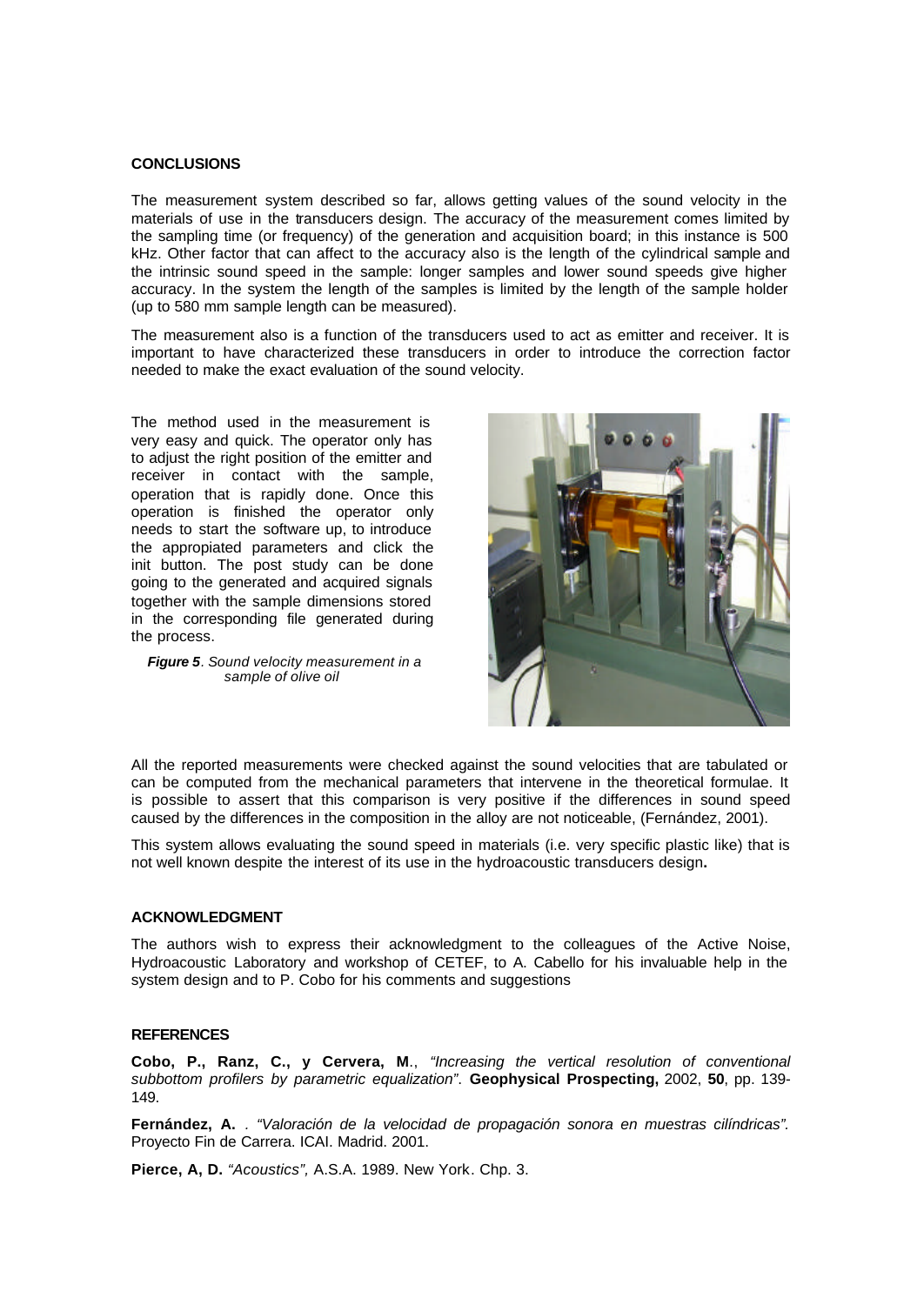## CONCLUSIONS

The measurement system described so far, allows getting values of the sound velocity in the materials of use in the transducers design. The accuracy of the measurement comes limited by the sampling time (or frequency) of the generation and acquisition board; in this instance is 500 kHz. Other factor that can affect to the accuracy also is the length of the cylindrical sample and the intrinsic sound speed in the sample: longer samples and lower sound speeds give higher accuracy. In the system the length of the samples is limited by the length of the sample holder (up to 580 mm sample length can be measured).

The measurement also is a function of the transducers used to act as emitter and receiver. It is important to have characterized these transducers in order to introduce the correction factor needed to make the exact evaluation of the sound velocity.

The method used in the measurement is very easy and quick. The operator only has to adjust the right position of the emitter and receiver in contact with the sample, operation that is rapidly done. Once this operation is finished the operator only needs to start the software up, to introduce the appropiated parameters and click the init button. The post study can be done going to the generated and acquired signals together with the sample dimensions stored in the corresponding file generated during the process.

***Figure 5***. *Sound velocity measurement in a sample of olive oil*

All the reported measurements were checked against the sound velocities that are tabulated or can be computed from the mechanical parameters that intervene in the theoretical formulae. It is possible to assert that this comparison is very positive if the differences in sound speed caused by the differences in the composition in the alloy are not noticeable, (Fernández, 2001).

This system allows evaluating the sound speed in materials (i.e. very specific plastic like) that is not well known despite the interest of its use in the hydroacoustic transducers design**.**

## ACKNOWLEDGMENT

The authors wish to express their acknowledgment to the colleagues of the Active Noise, Hydroacoustic Laboratory and workshop of CETEF, to A. Cabello for his invaluable help in the system design and to P. Cobo for his comments and suggestions

## REFERENCES

**Cobo, P., Ranz, C., y Cervera, M**., *"Increasing the vertical resolution of conventional subbottom profilers by parametric equalization"*. **Geophysical Prospecting,** 2002, **50**, pp. 139-149.

**Fernández, A.** . *"Valoración de la velocidad de propagación sonora en muestras cilíndricas".* Proyecto Fin de Carrera. ICAI. Madrid. 2001.

**Pierce, A, D.** *"Acoustics",* A.S.A. 1989. New York. Chp. 3.